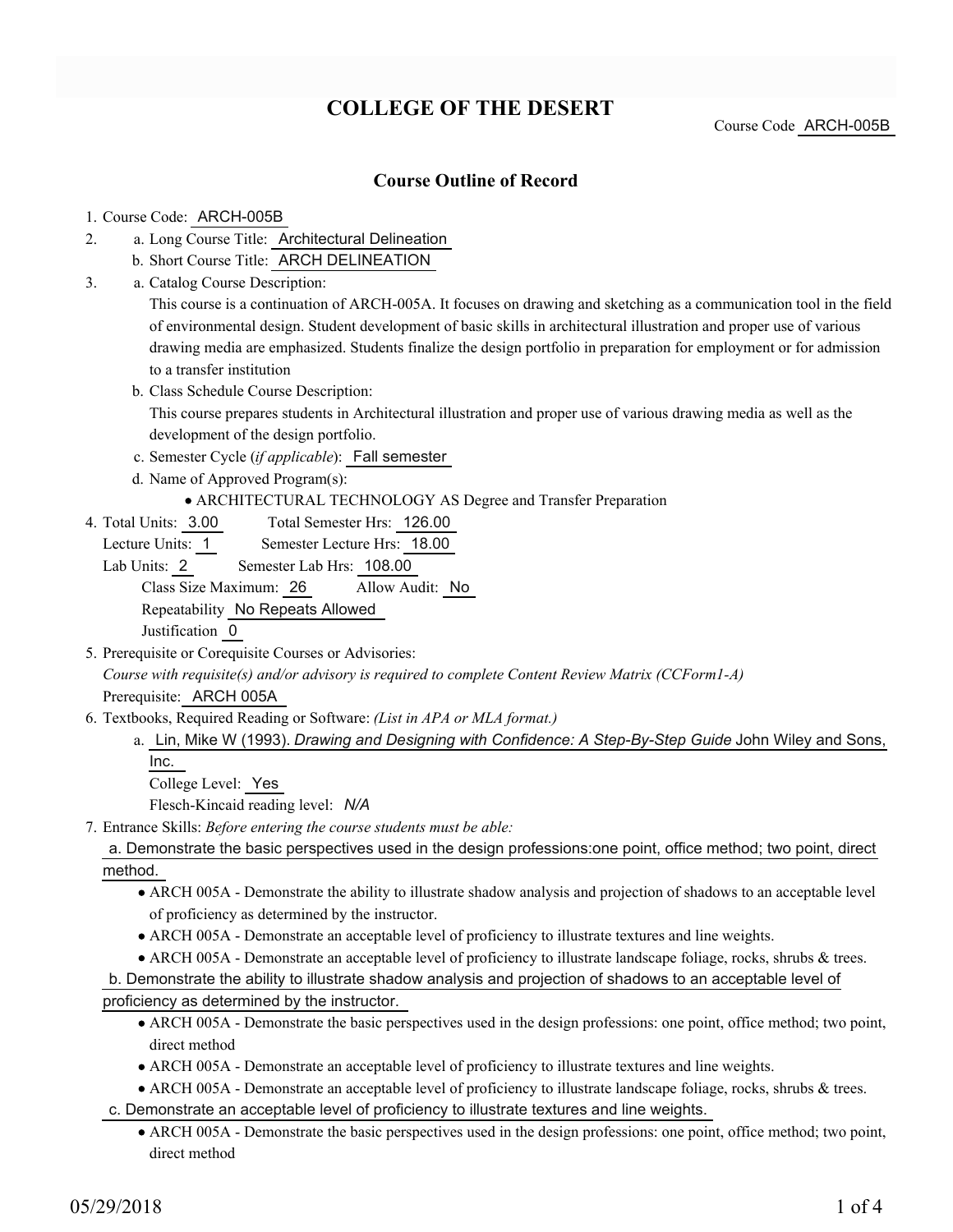# COLLEGE OF THE DESERT

Course Code ARCH-005B

## Course Outline of Record

1. Course Code: ARCH-005B
2. a. Long Course Title: Architectural Delineation
   b. Short Course Title: ARCH DELINEATION
3. a. Catalog Course Description:
   This course is a continuation of ARCH-005A. It focuses on drawing and sketching as a communication tool in the field of environmental design. Student development of basic skills in architectural illustration and proper use of various drawing media are emphasized. Students finalize the design portfolio in preparation for employment or for admission to a transfer institution
   b. Class Schedule Course Description:
   This course prepares students in Architectural illustration and proper use of various drawing media as well as the development of the design portfolio.
   c. Semester Cycle (*if applicable*): Fall semester
   d. Name of Approved Program(s):
      - ARCHITECTURAL TECHNOLOGY AS Degree and Transfer Preparation
4. Total Units: 3.00 Total Semester Hrs: 126.00
   Lecture Units: 1 Semester Lecture Hrs: 18.00
   Lab Units: 2 Semester Lab Hrs: 108.00
   Class Size Maximum: 26 Allow Audit: No
   Repeatability No Repeats Allowed
   Justification 0
5. Prerequisite or Corequisite Courses or Advisories:
   *Course with requisite(s) and/or advisory is required to complete Content Review Matrix (CCForm1-A)*
   Prerequisite: ARCH 005A
6. Textbooks, Required Reading or Software: *(List in APA or MLA format.)*
   a. Lin, Mike W (1993). *Drawing and Designing with Confidence: A Step-By-Step Guide* John Wiley and Sons, Inc.
      College Level: Yes
      Flesch-Kincaid reading level: *N/A*
7. Entrance Skills: *Before entering the course students must be able:*
   a. Demonstrate the basic perspectives used in the design professions:one point, office method; two point, direct method.
      - ARCH 005A - Demonstrate the ability to illustrate shadow analysis and projection of shadows to an acceptable level of proficiency as determined by the instructor.
      - ARCH 005A - Demonstrate an acceptable level of proficiency to illustrate textures and line weights.
      - ARCH 005A - Demonstrate an acceptable level of proficiency to illustrate landscape foliage, rocks, shrubs & trees.
   b. Demonstrate the ability to illustrate shadow analysis and projection of shadows to an acceptable level of proficiency as determined by the instructor.
      - ARCH 005A - Demonstrate the basic perspectives used in the design professions: one point, office method; two point, direct method
      - ARCH 005A - Demonstrate an acceptable level of proficiency to illustrate textures and line weights.
      - ARCH 005A - Demonstrate an acceptable level of proficiency to illustrate landscape foliage, rocks, shrubs & trees.
   c. Demonstrate an acceptable level of proficiency to illustrate textures and line weights.
      - ARCH 005A - Demonstrate the basic perspectives used in the design professions: one point, office method; two point, direct method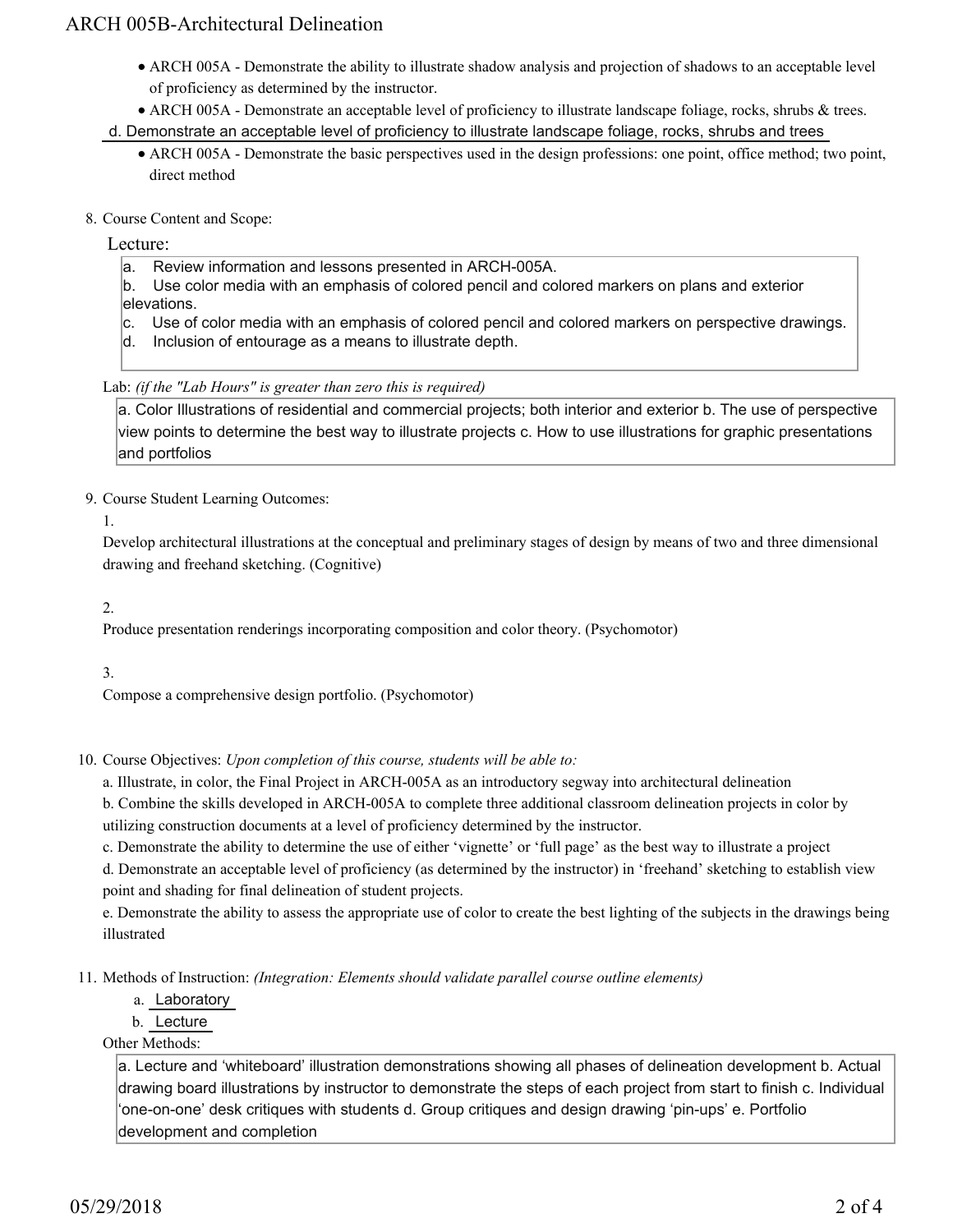- ARCH 005A - Demonstrate the ability to illustrate shadow analysis and projection of shadows to an acceptable level of proficiency as determined by the instructor.
- ARCH 005A - Demonstrate an acceptable level of proficiency to illustrate landscape foliage, rocks, shrubs & trees.

d. Demonstrate an acceptable level of proficiency to illustrate landscape foliage, rocks, shrubs and trees

- ARCH 005A - Demonstrate the basic perspectives used in the design professions: one point, office method; two point, direct method

8. Course Content and Scope:

Lecture:

a. Review information and lessons presented in ARCH-005A.
b. Use color media with an emphasis of colored pencil and colored markers on plans and exterior elevations.
c. Use of color media with an emphasis of colored pencil and colored markers on perspective drawings.
d. Inclusion of entourage as a means to illustrate depth.

Lab: *(if the "Lab Hours" is greater than zero this is required)*

a. Color Illustrations of residential and commercial projects; both interior and exterior b. The use of perspective view points to determine the best way to illustrate projects c. How to use illustrations for graphic presentations and portfolios

9. Course Student Learning Outcomes:

1.

Develop architectural illustrations at the conceptual and preliminary stages of design by means of two and three dimensional drawing and freehand sketching. (Cognitive)

2.

Produce presentation renderings incorporating composition and color theory. (Psychomotor)

3.

Compose a comprehensive design portfolio. (Psychomotor)

10. Course Objectives: *Upon completion of this course, students will be able to:*

a. Illustrate, in color, the Final Project in ARCH-005A as an introductory segway into architectural delineation
b. Combine the skills developed in ARCH-005A to complete three additional classroom delineation projects in color by utilizing construction documents at a level of proficiency determined by the instructor.
c. Demonstrate the ability to determine the use of either 'vignette' or 'full page' as the best way to illustrate a project
d. Demonstrate an acceptable level of proficiency (as determined by the instructor) in 'freehand' sketching to establish view point and shading for final delineation of student projects.
e. Demonstrate the ability to assess the appropriate use of color to create the best lighting of the subjects in the drawings being illustrated

11. Methods of Instruction: *(Integration: Elements should validate parallel course outline elements)*

a. Laboratory
b. Lecture

Other Methods:

a. Lecture and 'whiteboard' illustration demonstrations showing all phases of delineation development b. Actual drawing board illustrations by instructor to demonstrate the steps of each project from start to finish c. Individual 'one-on-one' desk critiques with students d. Group critiques and design drawing 'pin-ups' e. Portfolio development and completion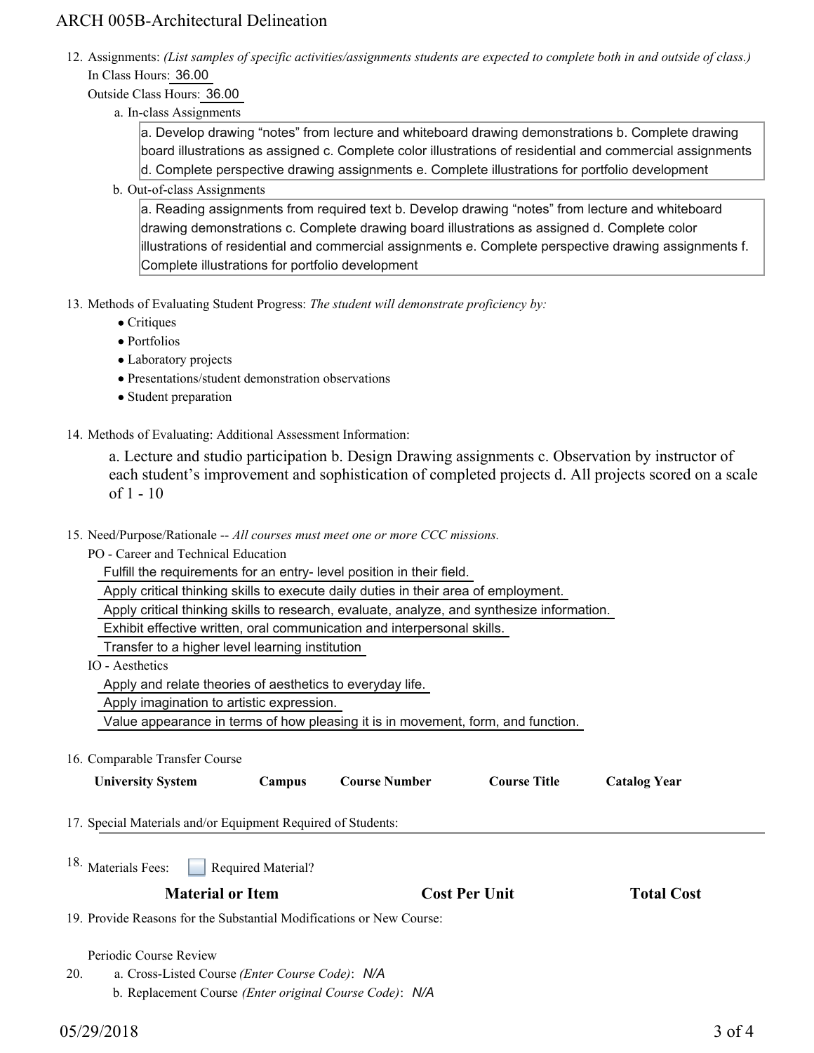12. Assignments: *(List samples of specific activities/assignments students are expected to complete both in and outside of class.)*
    In Class Hours: 36.00
    Outside Class Hours: 36.00
    a. In-class Assignments

    a. Develop drawing “notes” from lecture and whiteboard drawing demonstrations b. Complete drawing board illustrations as assigned c. Complete color illustrations of residential and commercial assignments d. Complete perspective drawing assignments e. Complete illustrations for portfolio development

    b. Out-of-class Assignments

    a. Reading assignments from required text b. Develop drawing “notes” from lecture and whiteboard drawing demonstrations c. Complete drawing board illustrations as assigned d. Complete color illustrations of residential and commercial assignments e. Complete perspective drawing assignments f. Complete illustrations for portfolio development

13. Methods of Evaluating Student Progress: *The student will demonstrate proficiency by:*
    - Critiques
    - Portfolios
    - Laboratory projects
    - Presentations/student demonstration observations
    - Student preparation

14. Methods of Evaluating: Additional Assessment Information:

    a. Lecture and studio participation b. Design Drawing assignments c. Observation by instructor of each student’s improvement and sophistication of completed projects d. All projects scored on a scale of 1 - 10

15. Need/Purpose/Rationale -- *All courses must meet one or more CCC missions.*
    PO - Career and Technical Education
    Fulfill the requirements for an entry- level position in their field.
    Apply critical thinking skills to execute daily duties in their area of employment.
    Apply critical thinking skills to research, evaluate, analyze, and synthesize information.
    Exhibit effective written, oral communication and interpersonal skills.
    Transfer to a higher level learning institution
    IO - Aesthetics
    Apply and relate theories of aesthetics to everyday life.
    Apply imagination to artistic expression.
    Value appearance in terms of how pleasing it is in movement, form, and function.

16. Comparable Transfer Course

| University System | Campus | Course Number | Course Title | Catalog Year |
|---|---|---|---|---|

17. Special Materials and/or Equipment Required of Students:

18. Materials Fees: ☐ Required Material?

| Material or Item | Cost Per Unit | Total Cost |
|---|---|---|

19. Provide Reasons for the Substantial Modifications or New Course:

    Periodic Course Review

20. a. Cross-Listed Course *(Enter Course Code)*: *N/A*
    b. Replacement Course *(Enter original Course Code)*: *N/A*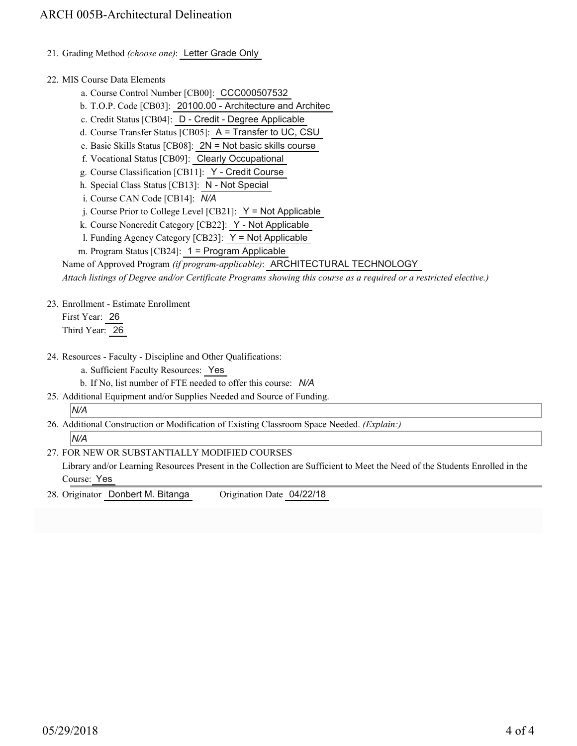21. Grading Method *(choose one)*: Letter Grade Only

22. MIS Course Data Elements
    a. Course Control Number [CB00]: CCC000507532
    b. T.O.P. Code [CB03]: 20100.00 - Architecture and Architec
    c. Credit Status [CB04]: D - Credit - Degree Applicable
    d. Course Transfer Status [CB05]: A = Transfer to UC, CSU
    e. Basic Skills Status [CB08]: 2N = Not basic skills course
    f. Vocational Status [CB09]: Clearly Occupational
    g. Course Classification [CB11]: Y - Credit Course
    h. Special Class Status [CB13]: N - Not Special
    i. Course CAN Code [CB14]: *N/A*
    j. Course Prior to College Level [CB21]: Y = Not Applicable
    k. Course Noncredit Category [CB22]: Y - Not Applicable
    l. Funding Agency Category [CB23]: Y = Not Applicable
    m. Program Status [CB24]: 1 = Program Applicable

    Name of Approved Program *(if program-applicable)*: ARCHITECTURAL TECHNOLOGY

    *Attach listings of Degree and/or Certificate Programs showing this course as a required or a restricted elective.)*

23. Enrollment - Estimate Enrollment
    First Year: 26
    Third Year: 26

24. Resources - Faculty - Discipline and Other Qualifications:
    a. Sufficient Faculty Resources: Yes
    b. If No, list number of FTE needed to offer this course: *N/A*

25. Additional Equipment and/or Supplies Needed and Source of Funding.
    *N/A*

26. Additional Construction or Modification of Existing Classroom Space Needed. *(Explain:)*
    *N/A*

27. FOR NEW OR SUBSTANTIALLY MODIFIED COURSES
    Library and/or Learning Resources Present in the Collection are Sufficient to Meet the Need of the Students Enrolled in the Course: Yes

28. Originator Donbert M. Bitanga Origination Date 04/22/18